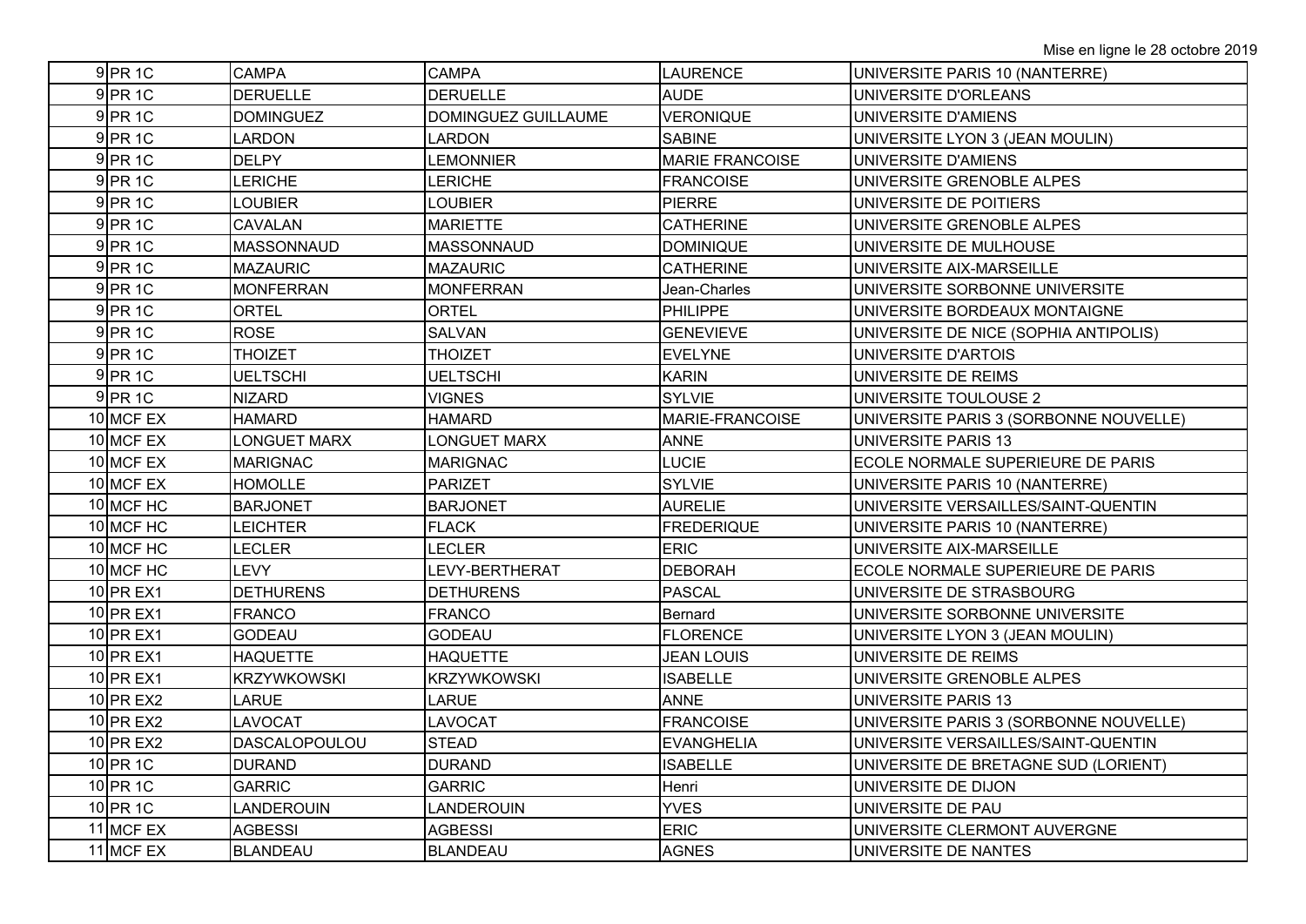Mise en ligne le 28 octobre 2019

| | | | | | |
|---|---|---|---|---|---|
| 9 | PR 1C | CAMPA | CAMPA | LAURENCE | UNIVERSITE PARIS 10 (NANTERRE) |
| 9 | PR 1C | DERUELLE | DERUELLE | AUDE | UNIVERSITE D'ORLEANS |
| 9 | PR 1C | DOMINGUEZ | DOMINGUEZ GUILLAUME | VERONIQUE | UNIVERSITE D'AMIENS |
| 9 | PR 1C | LARDON | LARDON | SABINE | UNIVERSITE LYON 3 (JEAN MOULIN) |
| 9 | PR 1C | DELPY | LEMONNIER | MARIE FRANCOISE | UNIVERSITE D'AMIENS |
| 9 | PR 1C | LERICHE | LERICHE | FRANCOISE | UNIVERSITE GRENOBLE ALPES |
| 9 | PR 1C | LOUBIER | LOUBIER | PIERRE | UNIVERSITE DE POITIERS |
| 9 | PR 1C | CAVALAN | MARIETTE | CATHERINE | UNIVERSITE GRENOBLE ALPES |
| 9 | PR 1C | MASSONNAUD | MASSONNAUD | DOMINIQUE | UNIVERSITE DE MULHOUSE |
| 9 | PR 1C | MAZAURIC | MAZAURIC | CATHERINE | UNIVERSITE AIX-MARSEILLE |
| 9 | PR 1C | MONFERRAN | MONFERRAN | Jean-Charles | UNIVERSITE SORBONNE UNIVERSITE |
| 9 | PR 1C | ORTEL | ORTEL | PHILIPPE | UNIVERSITE BORDEAUX MONTAIGNE |
| 9 | PR 1C | ROSE | SALVAN | GENEVIEVE | UNIVERSITE DE NICE (SOPHIA ANTIPOLIS) |
| 9 | PR 1C | THOIZET | THOIZET | EVELYNE | UNIVERSITE D'ARTOIS |
| 9 | PR 1C | UELTSCHI | UELTSCHI | KARIN | UNIVERSITE DE REIMS |
| 9 | PR 1C | NIZARD | VIGNES | SYLVIE | UNIVERSITE TOULOUSE 2 |
| 10 | MCF EX | HAMARD | HAMARD | MARIE-FRANCOISE | UNIVERSITE PARIS 3 (SORBONNE NOUVELLE) |
| 10 | MCF EX | LONGUET MARX | LONGUET MARX | ANNE | UNIVERSITE PARIS 13 |
| 10 | MCF EX | MARIGNAC | MARIGNAC | LUCIE | ECOLE NORMALE SUPERIEURE DE PARIS |
| 10 | MCF EX | HOMOLLE | PARIZET | SYLVIE | UNIVERSITE PARIS 10 (NANTERRE) |
| 10 | MCF HC | BARJONET | BARJONET | AURELIE | UNIVERSITE VERSAILLES/SAINT-QUENTIN |
| 10 | MCF HC | LEICHTER | FLACK | FREDERIQUE | UNIVERSITE PARIS 10 (NANTERRE) |
| 10 | MCF HC | LECLER | LECLER | ERIC | UNIVERSITE AIX-MARSEILLE |
| 10 | MCF HC | LEVY | LEVY-BERTHERAT | DEBORAH | ECOLE NORMALE SUPERIEURE DE PARIS |
| 10 | PR EX1 | DETHURENS | DETHURENS | PASCAL | UNIVERSITE DE STRASBOURG |
| 10 | PR EX1 | FRANCO | FRANCO | Bernard | UNIVERSITE SORBONNE UNIVERSITE |
| 10 | PR EX1 | GODEAU | GODEAU | FLORENCE | UNIVERSITE LYON 3 (JEAN MOULIN) |
| 10 | PR EX1 | HAQUETTE | HAQUETTE | JEAN LOUIS | UNIVERSITE DE REIMS |
| 10 | PR EX1 | KRZYWKOWSKI | KRZYWKOWSKI | ISABELLE | UNIVERSITE GRENOBLE ALPES |
| 10 | PR EX2 | LARUE | LARUE | ANNE | UNIVERSITE PARIS 13 |
| 10 | PR EX2 | LAVOCAT | LAVOCAT | FRANCOISE | UNIVERSITE PARIS 3 (SORBONNE NOUVELLE) |
| 10 | PR EX2 | DASCALOPOULOU | STEAD | EVANGHELIA | UNIVERSITE VERSAILLES/SAINT-QUENTIN |
| 10 | PR 1C | DURAND | DURAND | ISABELLE | UNIVERSITE DE BRETAGNE SUD (LORIENT) |
| 10 | PR 1C | GARRIC | GARRIC | Henri | UNIVERSITE DE DIJON |
| 10 | PR 1C | LANDEROUIN | LANDEROUIN | YVES | UNIVERSITE DE PAU |
| 11 | MCF EX | AGBESSI | AGBESSI | ERIC | UNIVERSITE CLERMONT AUVERGNE |
| 11 | MCF EX | BLANDEAU | BLANDEAU | AGNES | UNIVERSITE DE NANTES |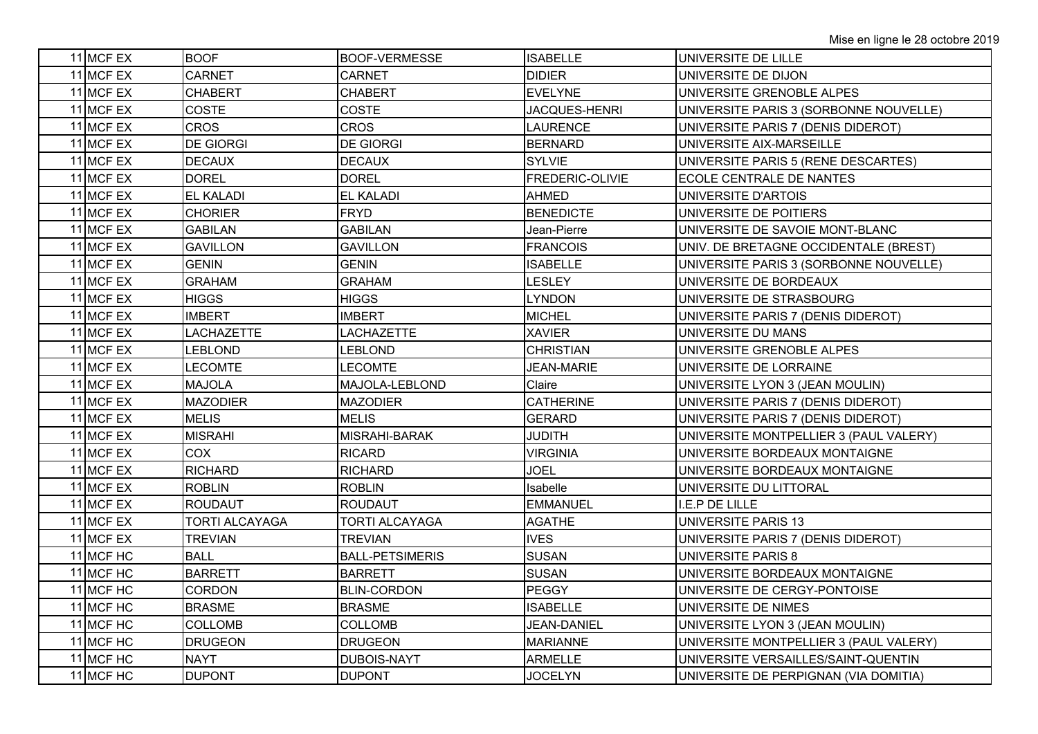| | | | | | |
|---|---|---|---|---|---|
| 11 | MCF EX | BOOF | BOOF-VERMESSE | ISABELLE | UNIVERSITE DE LILLE |
| 11 | MCF EX | CARNET | CARNET | DIDIER | UNIVERSITE DE DIJON |
| 11 | MCF EX | CHABERT | CHABERT | EVELYNE | UNIVERSITE GRENOBLE ALPES |
| 11 | MCF EX | COSTE | COSTE | JACQUES-HENRI | UNIVERSITE PARIS 3 (SORBONNE NOUVELLE) |
| 11 | MCF EX | CROS | CROS | LAURENCE | UNIVERSITE PARIS 7 (DENIS DIDEROT) |
| 11 | MCF EX | DE GIORGI | DE GIORGI | BERNARD | UNIVERSITE AIX-MARSEILLE |
| 11 | MCF EX | DECAUX | DECAUX | SYLVIE | UNIVERSITE PARIS 5 (RENE DESCARTES) |
| 11 | MCF EX | DOREL | DOREL | FREDERIC-OLIVIE | ECOLE CENTRALE DE NANTES |
| 11 | MCF EX | EL KALADI | EL KALADI | AHMED | UNIVERSITE D'ARTOIS |
| 11 | MCF EX | CHORIER | FRYD | BENEDICTE | UNIVERSITE DE POITIERS |
| 11 | MCF EX | GABILAN | GABILAN | Jean-Pierre | UNIVERSITE DE SAVOIE MONT-BLANC |
| 11 | MCF EX | GAVILLON | GAVILLON | FRANCOIS | UNIV. DE BRETAGNE OCCIDENTALE (BREST) |
| 11 | MCF EX | GENIN | GENIN | ISABELLE | UNIVERSITE PARIS 3 (SORBONNE NOUVELLE) |
| 11 | MCF EX | GRAHAM | GRAHAM | LESLEY | UNIVERSITE DE BORDEAUX |
| 11 | MCF EX | HIGGS | HIGGS | LYNDON | UNIVERSITE DE STRASBOURG |
| 11 | MCF EX | IMBERT | IMBERT | MICHEL | UNIVERSITE PARIS 7 (DENIS DIDEROT) |
| 11 | MCF EX | LACHAZETTE | LACHAZETTE | XAVIER | UNIVERSITE DU MANS |
| 11 | MCF EX | LEBLOND | LEBLOND | CHRISTIAN | UNIVERSITE GRENOBLE ALPES |
| 11 | MCF EX | LECOMTE | LECOMTE | JEAN-MARIE | UNIVERSITE DE LORRAINE |
| 11 | MCF EX | MAJOLA | MAJOLA-LEBLOND | Claire | UNIVERSITE LYON 3 (JEAN MOULIN) |
| 11 | MCF EX | MAZODIER | MAZODIER | CATHERINE | UNIVERSITE PARIS 7 (DENIS DIDEROT) |
| 11 | MCF EX | MELIS | MELIS | GERARD | UNIVERSITE PARIS 7 (DENIS DIDEROT) |
| 11 | MCF EX | MISRAHI | MISRAHI-BARAK | JUDITH | UNIVERSITE MONTPELLIER 3 (PAUL VALERY) |
| 11 | MCF EX | COX | RICARD | VIRGINIA | UNIVERSITE BORDEAUX MONTAIGNE |
| 11 | MCF EX | RICHARD | RICHARD | JOEL | UNIVERSITE BORDEAUX MONTAIGNE |
| 11 | MCF EX | ROBLIN | ROBLIN | Isabelle | UNIVERSITE DU LITTORAL |
| 11 | MCF EX | ROUDAUT | ROUDAUT | EMMANUEL | I.E.P DE LILLE |
| 11 | MCF EX | TORTI ALCAYAGA | TORTI ALCAYAGA | AGATHE | UNIVERSITE PARIS 13 |
| 11 | MCF EX | TREVIAN | TREVIAN | IVES | UNIVERSITE PARIS 7 (DENIS DIDEROT) |
| 11 | MCF HC | BALL | BALL-PETSIMERIS | SUSAN | UNIVERSITE PARIS 8 |
| 11 | MCF HC | BARRETT | BARRETT | SUSAN | UNIVERSITE BORDEAUX MONTAIGNE |
| 11 | MCF HC | CORDON | BLIN-CORDON | PEGGY | UNIVERSITE DE CERGY-PONTOISE |
| 11 | MCF HC | BRASME | BRASME | ISABELLE | UNIVERSITE DE NIMES |
| 11 | MCF HC | COLLOMB | COLLOMB | JEAN-DANIEL | UNIVERSITE LYON 3 (JEAN MOULIN) |
| 11 | MCF HC | DRUGEON | DRUGEON | MARIANNE | UNIVERSITE MONTPELLIER 3 (PAUL VALERY) |
| 11 | MCF HC | NAYT | DUBOIS-NAYT | ARMELLE | UNIVERSITE VERSAILLES/SAINT-QUENTIN |
| 11 | MCF HC | DUPONT | DUPONT | JOCELYN | UNIVERSITE DE PERPIGNAN (VIA DOMITIA) |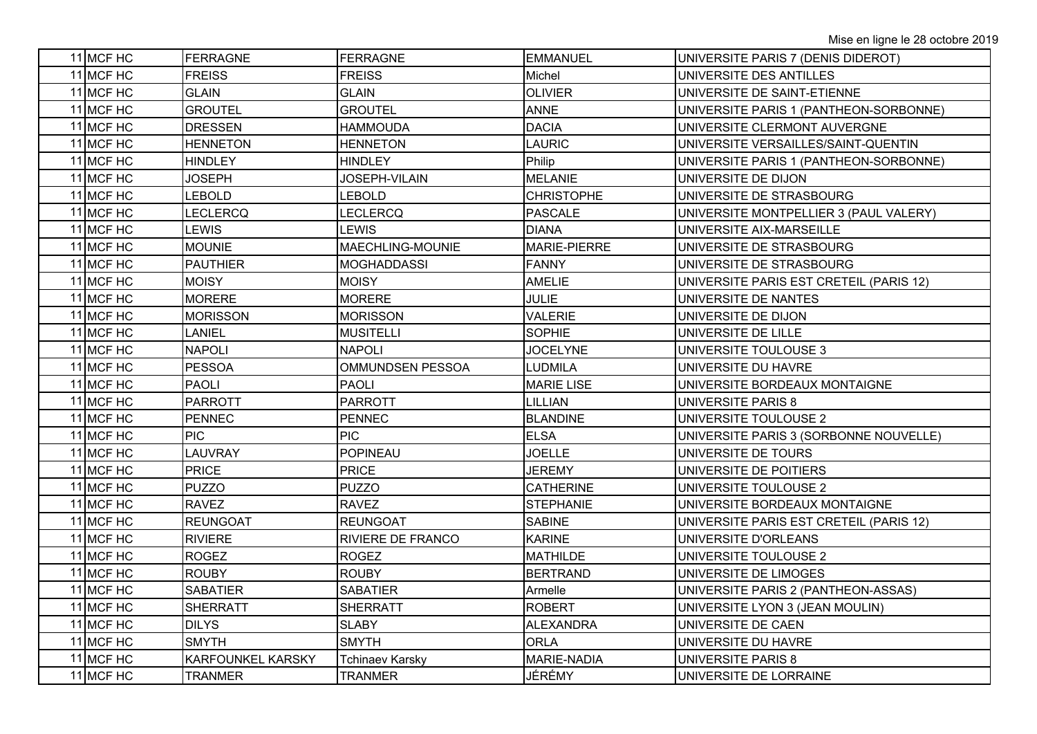Mise en ligne le 28 octobre 2019

| | | | | | |
|---|---|---|---|---|---|
| 11 | MCF HC | FERRAGNE | FERRAGNE | EMMANUEL | UNIVERSITE PARIS 7 (DENIS DIDEROT) |
| 11 | MCF HC | FREISS | FREISS | Michel | UNIVERSITE DES ANTILLES |
| 11 | MCF HC | GLAIN | GLAIN | OLIVIER | UNIVERSITE DE SAINT-ETIENNE |
| 11 | MCF HC | GROUTEL | GROUTEL | ANNE | UNIVERSITE PARIS 1 (PANTHEON-SORBONNE) |
| 11 | MCF HC | DRESSEN | HAMMOUDA | DACIA | UNIVERSITE CLERMONT AUVERGNE |
| 11 | MCF HC | HENNETON | HENNETON | LAURIC | UNIVERSITE VERSAILLES/SAINT-QUENTIN |
| 11 | MCF HC | HINDLEY | HINDLEY | Philip | UNIVERSITE PARIS 1 (PANTHEON-SORBONNE) |
| 11 | MCF HC | JOSEPH | JOSEPH-VILAIN | MELANIE | UNIVERSITE DE DIJON |
| 11 | MCF HC | LEBOLD | LEBOLD | CHRISTOPHE | UNIVERSITE DE STRASBOURG |
| 11 | MCF HC | LECLERCQ | LECLERCQ | PASCALE | UNIVERSITE MONTPELLIER 3 (PAUL VALERY) |
| 11 | MCF HC | LEWIS | LEWIS | DIANA | UNIVERSITE AIX-MARSEILLE |
| 11 | MCF HC | MOUNIE | MAECHLING-MOUNIE | MARIE-PIERRE | UNIVERSITE DE STRASBOURG |
| 11 | MCF HC | PAUTHIER | MOGHADDASSI | FANNY | UNIVERSITE DE STRASBOURG |
| 11 | MCF HC | MOISY | MOISY | AMELIE | UNIVERSITE PARIS EST CRETEIL (PARIS 12) |
| 11 | MCF HC | MORERE | MORERE | JULIE | UNIVERSITE DE NANTES |
| 11 | MCF HC | MORISSON | MORISSON | VALERIE | UNIVERSITE DE DIJON |
| 11 | MCF HC | LANIEL | MUSITELLI | SOPHIE | UNIVERSITE DE LILLE |
| 11 | MCF HC | NAPOLI | NAPOLI | JOCELYNE | UNIVERSITE TOULOUSE 3 |
| 11 | MCF HC | PESSOA | OMMUNDSEN PESSOA | LUDMILA | UNIVERSITE DU HAVRE |
| 11 | MCF HC | PAOLI | PAOLI | MARIE LISE | UNIVERSITE BORDEAUX MONTAIGNE |
| 11 | MCF HC | PARROTT | PARROTT | LILLIAN | UNIVERSITE PARIS 8 |
| 11 | MCF HC | PENNEC | PENNEC | BLANDINE | UNIVERSITE TOULOUSE 2 |
| 11 | MCF HC | PIC | PIC | ELSA | UNIVERSITE PARIS 3 (SORBONNE NOUVELLE) |
| 11 | MCF HC | LAUVRAY | POPINEAU | JOELLE | UNIVERSITE DE TOURS |
| 11 | MCF HC | PRICE | PRICE | JEREMY | UNIVERSITE DE POITIERS |
| 11 | MCF HC | PUZZO | PUZZO | CATHERINE | UNIVERSITE TOULOUSE 2 |
| 11 | MCF HC | RAVEZ | RAVEZ | STEPHANIE | UNIVERSITE BORDEAUX MONTAIGNE |
| 11 | MCF HC | REUNGOAT | REUNGOAT | SABINE | UNIVERSITE PARIS EST CRETEIL (PARIS 12) |
| 11 | MCF HC | RIVIERE | RIVIERE DE FRANCO | KARINE | UNIVERSITE D'ORLEANS |
| 11 | MCF HC | ROGEZ | ROGEZ | MATHILDE | UNIVERSITE TOULOUSE 2 |
| 11 | MCF HC | ROUBY | ROUBY | BERTRAND | UNIVERSITE DE LIMOGES |
| 11 | MCF HC | SABATIER | SABATIER | Armelle | UNIVERSITE PARIS 2 (PANTHEON-ASSAS) |
| 11 | MCF HC | SHERRATT | SHERRATT | ROBERT | UNIVERSITE LYON 3 (JEAN MOULIN) |
| 11 | MCF HC | DILYS | SLABY | ALEXANDRA | UNIVERSITE DE CAEN |
| 11 | MCF HC | SMYTH | SMYTH | ORLA | UNIVERSITE DU HAVRE |
| 11 | MCF HC | KARFOUNKEL KARSKY | Tchinaev Karsky | MARIE-NADIA | UNIVERSITE PARIS 8 |
| 11 | MCF HC | TRANMER | TRANMER | JÉRÉMY | UNIVERSITE DE LORRAINE |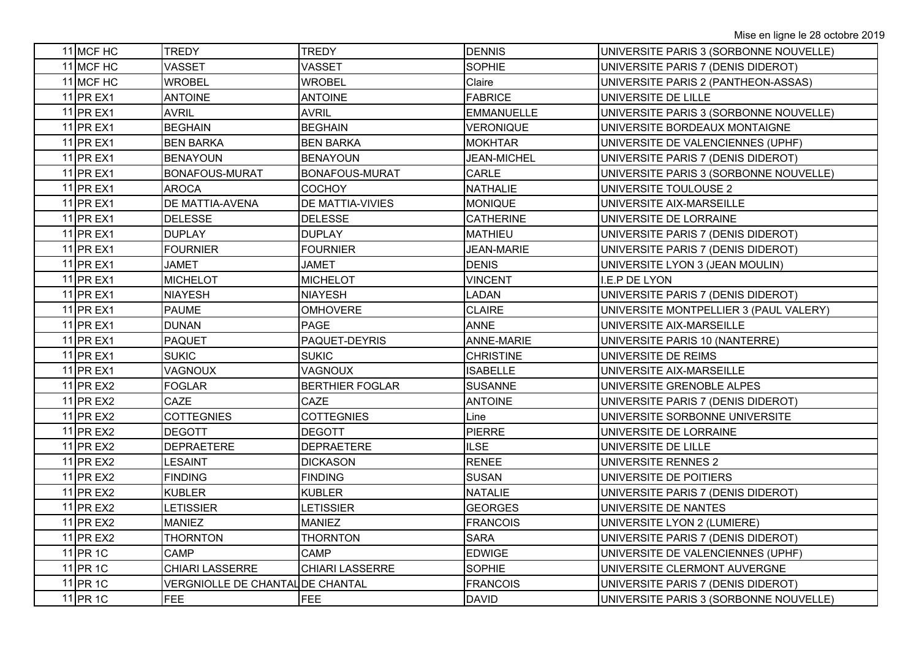| | | | | | |
|---|---|---|---|---|---|
| 11 | MCF HC | TREDY | TREDY | DENNIS | UNIVERSITE PARIS 3 (SORBONNE NOUVELLE) |
| 11 | MCF HC | VASSET | VASSET | SOPHIE | UNIVERSITE PARIS 7 (DENIS DIDEROT) |
| 11 | MCF HC | WROBEL | WROBEL | Claire | UNIVERSITE PARIS 2 (PANTHEON-ASSAS) |
| 11 | PR EX1 | ANTOINE | ANTOINE | FABRICE | UNIVERSITE DE LILLE |
| 11 | PR EX1 | AVRIL | AVRIL | EMMANUELLE | UNIVERSITE PARIS 3 (SORBONNE NOUVELLE) |
| 11 | PR EX1 | BEGHAIN | BEGHAIN | VERONIQUE | UNIVERSITE BORDEAUX MONTAIGNE |
| 11 | PR EX1 | BEN BARKA | BEN BARKA | MOKHTAR | UNIVERSITE DE VALENCIENNES (UPHF) |
| 11 | PR EX1 | BENAYOUN | BENAYOUN | JEAN-MICHEL | UNIVERSITE PARIS 7 (DENIS DIDEROT) |
| 11 | PR EX1 | BONAFOUS-MURAT | BONAFOUS-MURAT | CARLE | UNIVERSITE PARIS 3 (SORBONNE NOUVELLE) |
| 11 | PR EX1 | AROCA | COCHOY | NATHALIE | UNIVERSITE TOULOUSE 2 |
| 11 | PR EX1 | DE MATTIA-AVENA | DE MATTIA-VIVIES | MONIQUE | UNIVERSITE AIX-MARSEILLE |
| 11 | PR EX1 | DELESSE | DELESSE | CATHERINE | UNIVERSITE DE LORRAINE |
| 11 | PR EX1 | DUPLAY | DUPLAY | MATHIEU | UNIVERSITE PARIS 7 (DENIS DIDEROT) |
| 11 | PR EX1 | FOURNIER | FOURNIER | JEAN-MARIE | UNIVERSITE PARIS 7 (DENIS DIDEROT) |
| 11 | PR EX1 | JAMET | JAMET | DENIS | UNIVERSITE LYON 3 (JEAN MOULIN) |
| 11 | PR EX1 | MICHELOT | MICHELOT | VINCENT | I.E.P DE LYON |
| 11 | PR EX1 | NIAYESH | NIAYESH | LADAN | UNIVERSITE PARIS 7 (DENIS DIDEROT) |
| 11 | PR EX1 | PAUME | OMHOVERE | CLAIRE | UNIVERSITE MONTPELLIER 3 (PAUL VALERY) |
| 11 | PR EX1 | DUNAN | PAGE | ANNE | UNIVERSITE AIX-MARSEILLE |
| 11 | PR EX1 | PAQUET | PAQUET-DEYRIS | ANNE-MARIE | UNIVERSITE PARIS 10 (NANTERRE) |
| 11 | PR EX1 | SUKIC | SUKIC | CHRISTINE | UNIVERSITE DE REIMS |
| 11 | PR EX1 | VAGNOUX | VAGNOUX | ISABELLE | UNIVERSITE AIX-MARSEILLE |
| 11 | PR EX2 | FOGLAR | BERTHIER FOGLAR | SUSANNE | UNIVERSITE GRENOBLE ALPES |
| 11 | PR EX2 | CAZE | CAZE | ANTOINE | UNIVERSITE PARIS 7 (DENIS DIDEROT) |
| 11 | PR EX2 | COTTEGNIES | COTTEGNIES | Line | UNIVERSITE SORBONNE UNIVERSITE |
| 11 | PR EX2 | DEGOTT | DEGOTT | PIERRE | UNIVERSITE DE LORRAINE |
| 11 | PR EX2 | DEPRAETERE | DEPRAETERE | ILSE | UNIVERSITE DE LILLE |
| 11 | PR EX2 | LESAINT | DICKASON | RENEE | UNIVERSITE RENNES 2 |
| 11 | PR EX2 | FINDING | FINDING | SUSAN | UNIVERSITE DE POITIERS |
| 11 | PR EX2 | KUBLER | KUBLER | NATALIE | UNIVERSITE PARIS 7 (DENIS DIDEROT) |
| 11 | PR EX2 | LETISSIER | LETISSIER | GEORGES | UNIVERSITE DE NANTES |
| 11 | PR EX2 | MANIEZ | MANIEZ | FRANCOIS | UNIVERSITE LYON 2 (LUMIERE) |
| 11 | PR EX2 | THORNTON | THORNTON | SARA | UNIVERSITE PARIS 7 (DENIS DIDEROT) |
| 11 | PR 1C | CAMP | CAMP | EDWIGE | UNIVERSITE DE VALENCIENNES (UPHF) |
| 11 | PR 1C | CHIARI LASSERRE | CHIARI LASSERRE | SOPHIE | UNIVERSITE CLERMONT AUVERGNE |
| 11 | PR 1C | VERGNIOLLE DE CHANTAL | DE CHANTAL | FRANCOIS | UNIVERSITE PARIS 7 (DENIS DIDEROT) |
| 11 | PR 1C | FEE | FEE | DAVID | UNIVERSITE PARIS 3 (SORBONNE NOUVELLE) |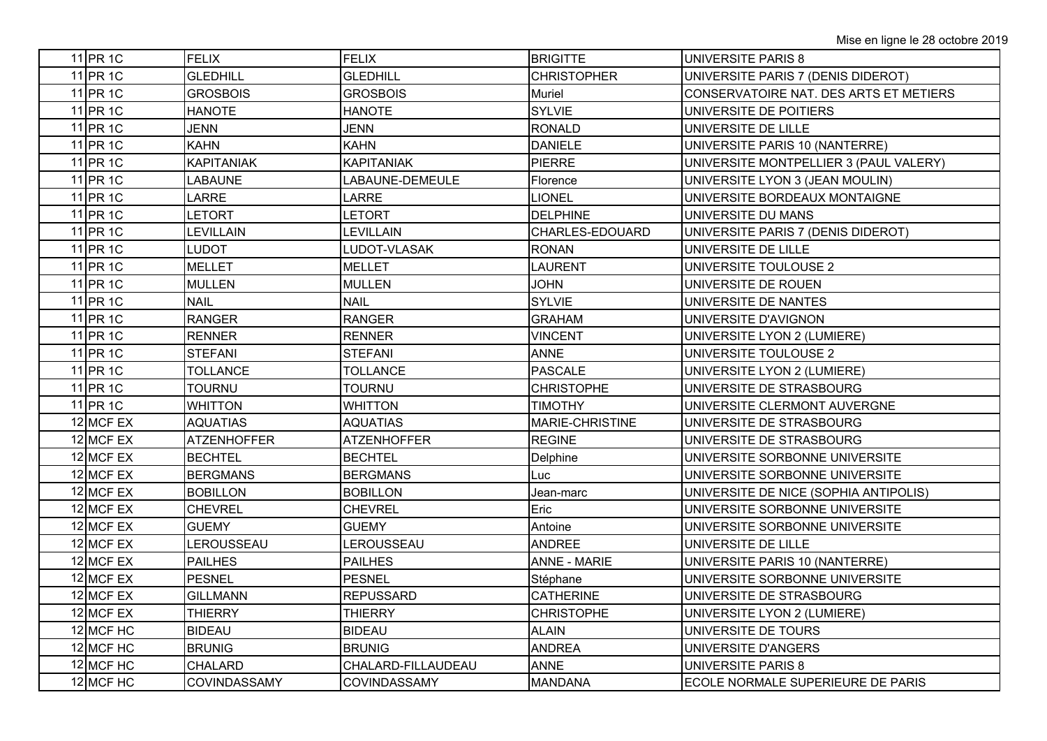| | | | | | |
|---|---|---|---|---|---|
| 11 | PR 1C | FELIX | FELIX | BRIGITTE | UNIVERSITE PARIS 8 |
| 11 | PR 1C | GLEDHILL | GLEDHILL | CHRISTOPHER | UNIVERSITE PARIS 7 (DENIS DIDEROT) |
| 11 | PR 1C | GROSBOIS | GROSBOIS | Muriel | CONSERVATOIRE NAT. DES ARTS ET METIERS |
| 11 | PR 1C | HANOTE | HANOTE | SYLVIE | UNIVERSITE DE POITIERS |
| 11 | PR 1C | JENN | JENN | RONALD | UNIVERSITE DE LILLE |
| 11 | PR 1C | KAHN | KAHN | DANIELE | UNIVERSITE PARIS 10 (NANTERRE) |
| 11 | PR 1C | KAPITANIAK | KAPITANIAK | PIERRE | UNIVERSITE MONTPELLIER 3 (PAUL VALERY) |
| 11 | PR 1C | LABAUNE | LABAUNE-DEMEULE | Florence | UNIVERSITE LYON 3 (JEAN MOULIN) |
| 11 | PR 1C | LARRE | LARRE | LIONEL | UNIVERSITE BORDEAUX MONTAIGNE |
| 11 | PR 1C | LETORT | LETORT | DELPHINE | UNIVERSITE DU MANS |
| 11 | PR 1C | LEVILLAIN | LEVILLAIN | CHARLES-EDOUARD | UNIVERSITE PARIS 7 (DENIS DIDEROT) |
| 11 | PR 1C | LUDOT | LUDOT-VLASAK | RONAN | UNIVERSITE DE LILLE |
| 11 | PR 1C | MELLET | MELLET | LAURENT | UNIVERSITE TOULOUSE 2 |
| 11 | PR 1C | MULLEN | MULLEN | JOHN | UNIVERSITE DE ROUEN |
| 11 | PR 1C | NAIL | NAIL | SYLVIE | UNIVERSITE DE NANTES |
| 11 | PR 1C | RANGER | RANGER | GRAHAM | UNIVERSITE D'AVIGNON |
| 11 | PR 1C | RENNER | RENNER | VINCENT | UNIVERSITE LYON 2 (LUMIERE) |
| 11 | PR 1C | STEFANI | STEFANI | ANNE | UNIVERSITE TOULOUSE 2 |
| 11 | PR 1C | TOLLANCE | TOLLANCE | PASCALE | UNIVERSITE LYON 2 (LUMIERE) |
| 11 | PR 1C | TOURNU | TOURNU | CHRISTOPHE | UNIVERSITE DE STRASBOURG |
| 11 | PR 1C | WHITTON | WHITTON | TIMOTHY | UNIVERSITE CLERMONT AUVERGNE |
| 12 | MCF EX | AQUATIAS | AQUATIAS | MARIE-CHRISTINE | UNIVERSITE DE STRASBOURG |
| 12 | MCF EX | ATZENHOFFER | ATZENHOFFER | REGINE | UNIVERSITE DE STRASBOURG |
| 12 | MCF EX | BECHTEL | BECHTEL | Delphine | UNIVERSITE SORBONNE UNIVERSITE |
| 12 | MCF EX | BERGMANS | BERGMANS | Luc | UNIVERSITE SORBONNE UNIVERSITE |
| 12 | MCF EX | BOBILLON | BOBILLON | Jean-marc | UNIVERSITE DE NICE (SOPHIA ANTIPOLIS) |
| 12 | MCF EX | CHEVREL | CHEVREL | Eric | UNIVERSITE SORBONNE UNIVERSITE |
| 12 | MCF EX | GUEMY | GUEMY | Antoine | UNIVERSITE SORBONNE UNIVERSITE |
| 12 | MCF EX | LEROUSSEAU | LEROUSSEAU | ANDREE | UNIVERSITE DE LILLE |
| 12 | MCF EX | PAILHES | PAILHES | ANNE - MARIE | UNIVERSITE PARIS 10 (NANTERRE) |
| 12 | MCF EX | PESNEL | PESNEL | Stéphane | UNIVERSITE SORBONNE UNIVERSITE |
| 12 | MCF EX | GILLMANN | REPUSSARD | CATHERINE | UNIVERSITE DE STRASBOURG |
| 12 | MCF EX | THIERRY | THIERRY | CHRISTOPHE | UNIVERSITE LYON 2 (LUMIERE) |
| 12 | MCF HC | BIDEAU | BIDEAU | ALAIN | UNIVERSITE DE TOURS |
| 12 | MCF HC | BRUNIG | BRUNIG | ANDREA | UNIVERSITE D'ANGERS |
| 12 | MCF HC | CHALARD | CHALARD-FILLAUDEAU | ANNE | UNIVERSITE PARIS 8 |
| 12 | MCF HC | COVINDASSAMY | COVINDASSAMY | MANDANA | ECOLE NORMALE SUPERIEURE DE PARIS |